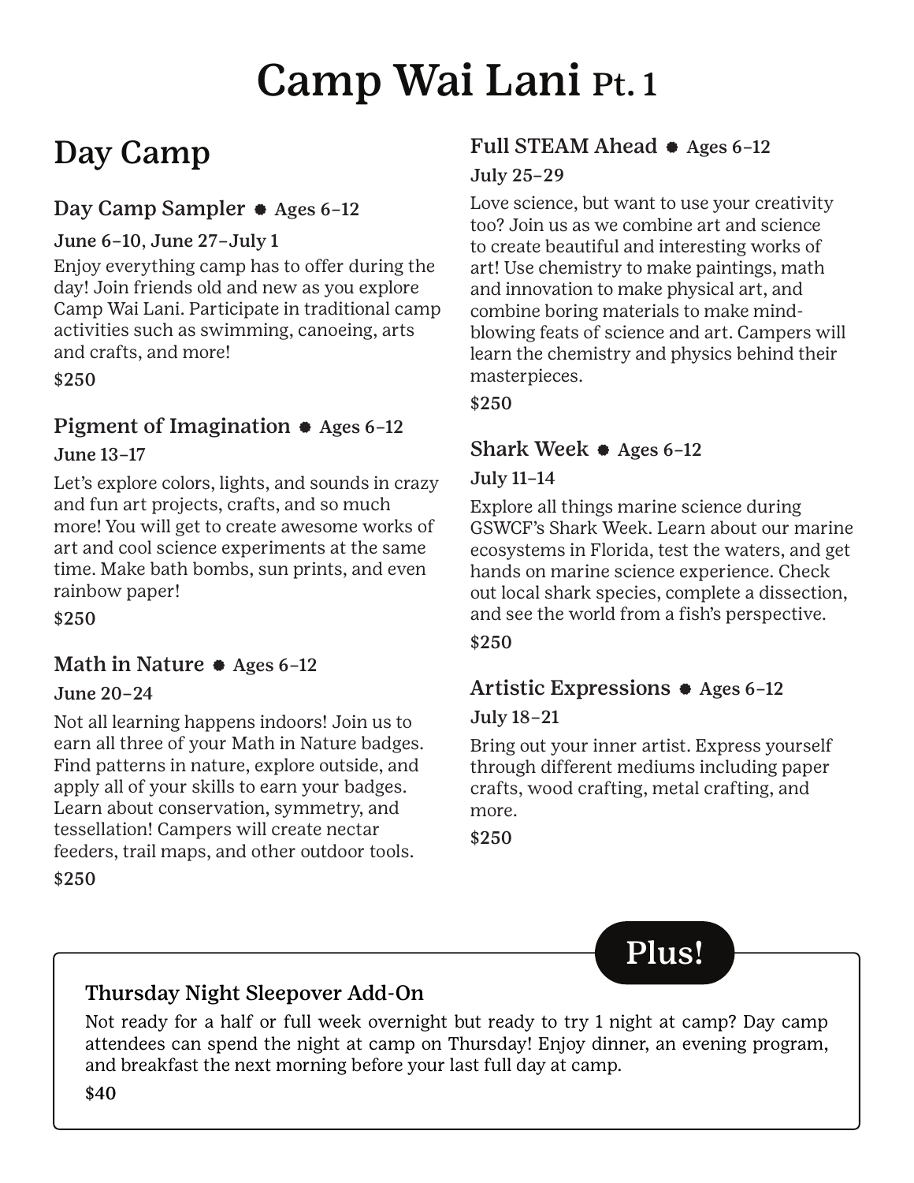# Camp Wai Lani Pt. 1

## Day Camp

### Day Camp Sampler • Ages 6–12

**June 6–10, June 27–July 1**

Enjoy everything camp has to offer during the day! Join friends old and new as you explore Camp Wai Lani. Participate in traditional camp activities such as swimming, canoeing, arts and crafts, and more!

**$250**

### Pigment of Imagination • Ages 6–12

**June 13–17**

Let's explore colors, lights, and sounds in crazy and fun art projects, crafts, and so much more! You will get to create awesome works of art and cool science experiments at the same time. Make bath bombs, sun prints, and even rainbow paper!

**$250**

### Math in Nature • Ages 6–12

**June 20–24**

Not all learning happens indoors! Join us to earn all three of your Math in Nature badges. Find patterns in nature, explore outside, and apply all of your skills to earn your badges. Learn about conservation, symmetry, and tessellation! Campers will create nectar feeders, trail maps, and other outdoor tools.

**$250**

### Full STEAM Ahead • Ages 6–12

**July 25–29**

Love science, but want to use your creativity too? Join us as we combine art and science to create beautiful and interesting works of art! Use chemistry to make paintings, math and innovation to make physical art, and combine boring materials to make mind-blowing feats of science and art. Campers will learn the chemistry and physics behind their masterpieces.

**$250**

### Shark Week • Ages 6–12

**July 11–14**

Explore all things marine science during GSWCF's Shark Week. Learn about our marine ecosystems in Florida, test the waters, and get hands on marine science experience. Check out local shark species, complete a dissection, and see the world from a fish's perspective.

**$250**

### Artistic Expressions • Ages 6–12

**July 18–21**

Bring out your inner artist. Express yourself through different mediums including paper crafts, wood crafting, metal crafting, and more.

**$250**

**Plus!**

### Thursday Night Sleepover Add-On

Not ready for a half or full week overnight but ready to try 1 night at camp? Day camp attendees can spend the night at camp on Thursday! Enjoy dinner, an evening program, and breakfast the next morning before your last full day at camp.

**$40**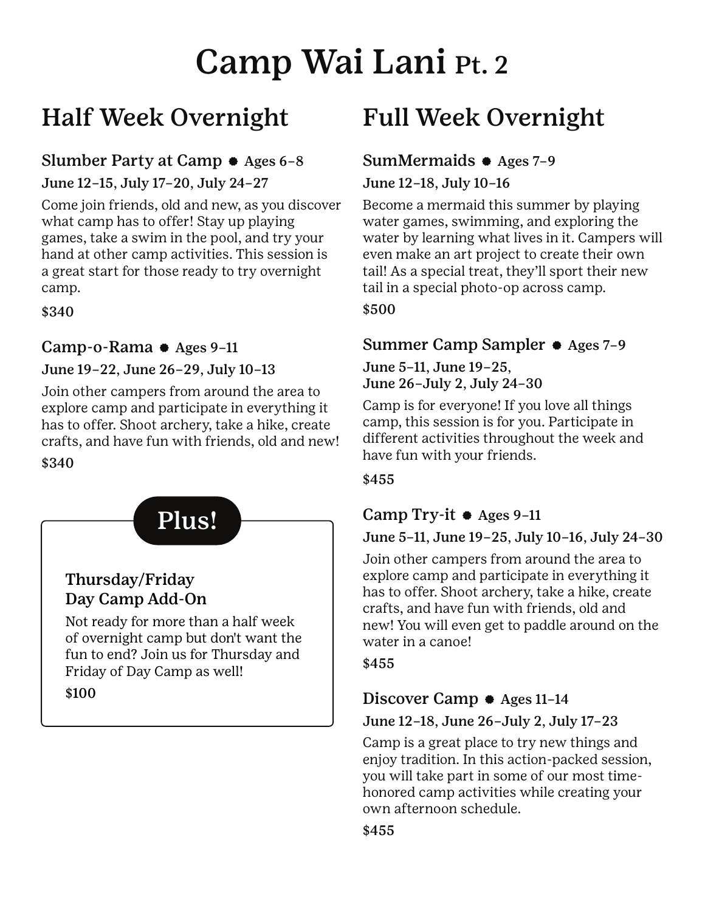# Camp Wai Lani Pt. 2

## Half Week Overnight

### Slumber Party at Camp • Ages 6–8

**June 12–15, July 17–20, July 24–27**

Come join friends, old and new, as you discover what camp has to offer! Stay up playing games, take a swim in the pool, and try your hand at other camp activities. This session is a great start for those ready to try overnight camp.

$340

### Camp-o-Rama • Ages 9–11

**June 19–22, June 26–29, July 10–13**

Join other campers from around the area to explore camp and participate in everything it has to offer. Shoot archery, take a hike, create crafts, and have fun with friends, old and new!

$340

### Plus!

**Thursday/Friday Day Camp Add-On**

Not ready for more than a half week of overnight camp but don't want the fun to end? Join us for Thursday and Friday of Day Camp as well!

$100

## Full Week Overnight

### SumMermaids • Ages 7–9

**June 12–18, July 10–16**

Become a mermaid this summer by playing water games, swimming, and exploring the water by learning what lives in it. Campers will even make an art project to create their own tail! As a special treat, they'll sport their new tail in a special photo-op across camp.

$500

### Summer Camp Sampler • Ages 7–9

**June 5–11, June 19–25, June 26–July 2, July 24–30**

Camp is for everyone! If you love all things camp, this session is for you. Participate in different activities throughout the week and have fun with your friends.

$455

### Camp Try-it • Ages 9–11

**June 5–11, June 19–25, July 10–16, July 24–30**

Join other campers from around the area to explore camp and participate in everything it has to offer. Shoot archery, take a hike, create crafts, and have fun with friends, old and new! You will even get to paddle around on the water in a canoe!

$455

### Discover Camp • Ages 11–14

**June 12–18, June 26–July 2, July 17–23**

Camp is a great place to try new things and enjoy tradition. In this action-packed session, you will take part in some of our most time-honored camp activities while creating your own afternoon schedule.

$455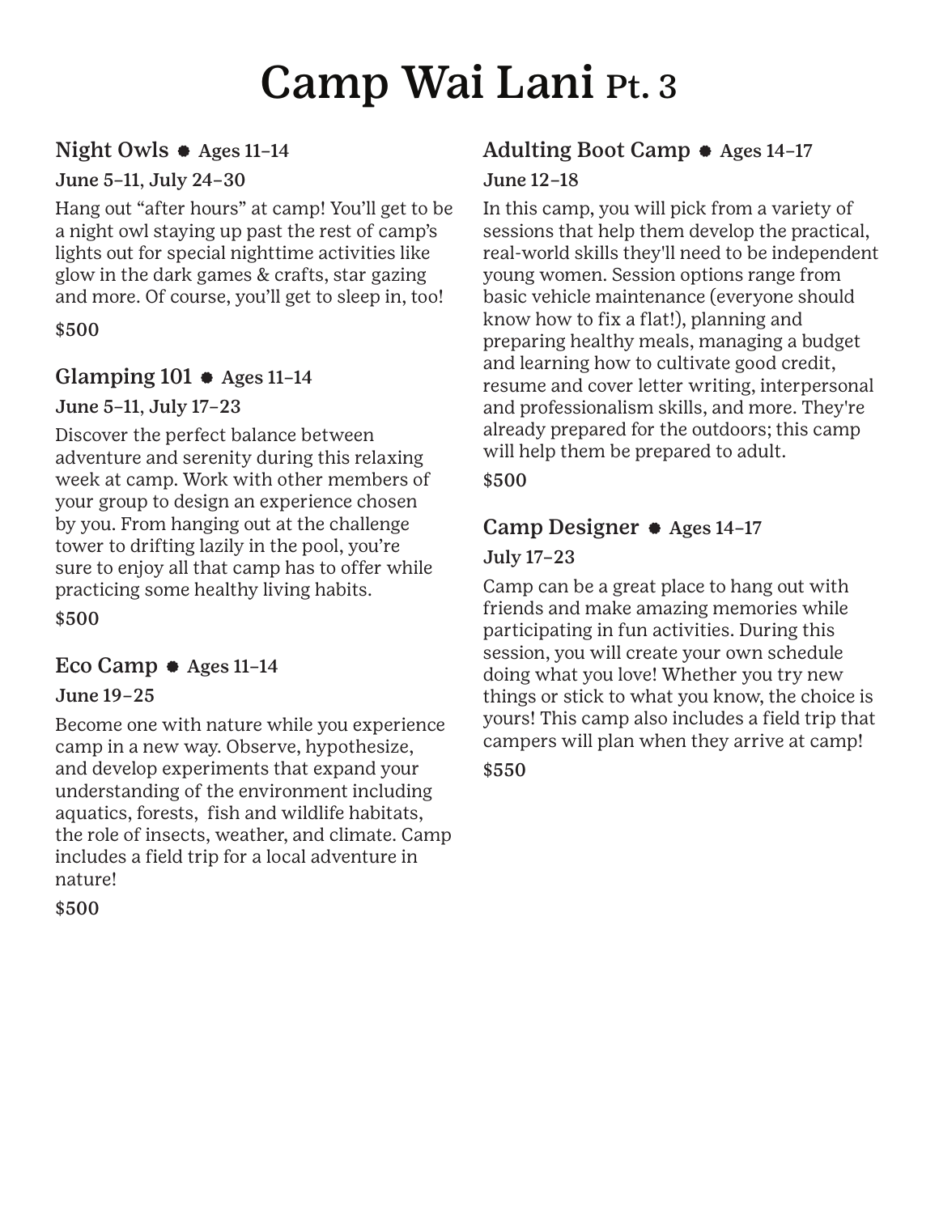# Camp Wai Lani Pt. 3

## Night Owls • Ages 11–14

**June 5–11, July 24–30**

Hang out "after hours" at camp! You'll get to be a night owl staying up past the rest of camp's lights out for special nighttime activities like glow in the dark games & crafts, star gazing and more. Of course, you'll get to sleep in, too!

**$500**

## Glamping 101 • Ages 11–14

**June 5–11, July 17–23**

Discover the perfect balance between adventure and serenity during this relaxing week at camp. Work with other members of your group to design an experience chosen by you. From hanging out at the challenge tower to drifting lazily in the pool, you're sure to enjoy all that camp has to offer while practicing some healthy living habits.

**$500**

## Eco Camp • Ages 11–14

**June 19–25**

Become one with nature while you experience camp in a new way. Observe, hypothesize, and develop experiments that expand your understanding of the environment including aquatics, forests, fish and wildlife habitats, the role of insects, weather, and climate. Camp includes a field trip for a local adventure in nature!

**$500**

## Adulting Boot Camp • Ages 14–17

**June 12–18**

In this camp, you will pick from a variety of sessions that help them develop the practical, real-world skills they'll need to be independent young women. Session options range from basic vehicle maintenance (everyone should know how to fix a flat!), planning and preparing healthy meals, managing a budget and learning how to cultivate good credit, resume and cover letter writing, interpersonal and professionalism skills, and more. They're already prepared for the outdoors; this camp will help them be prepared to adult.

**$500**

## Camp Designer • Ages 14–17

**July 17–23**

Camp can be a great place to hang out with friends and make amazing memories while participating in fun activities. During this session, you will create your own schedule doing what you love! Whether you try new things or stick to what you know, the choice is yours! This camp also includes a field trip that campers will plan when they arrive at camp!

**$550**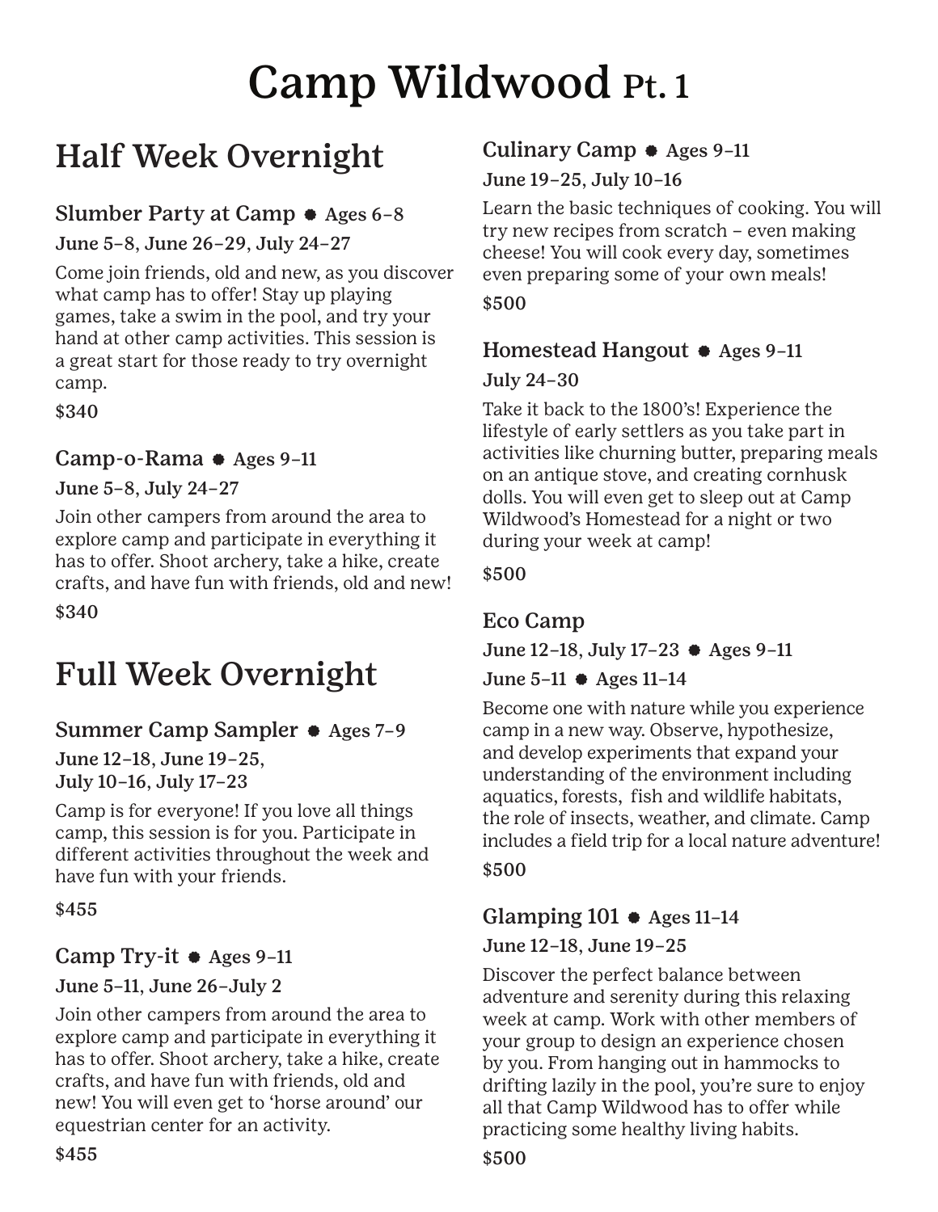# Camp Wildwood Pt. 1

## Half Week Overnight

### Slumber Party at Camp ● Ages 6–8

**June 5–8, June 26–29, July 24–27**

Come join friends, old and new, as you discover what camp has to offer! Stay up playing games, take a swim in the pool, and try your hand at other camp activities. This session is a great start for those ready to try overnight camp.

**$340**

### Camp-o-Rama ● Ages 9–11

**June 5–8, July 24–27**

Join other campers from around the area to explore camp and participate in everything it has to offer. Shoot archery, take a hike, create crafts, and have fun with friends, old and new!

**$340**

## Full Week Overnight

### Summer Camp Sampler ● Ages 7–9

**June 12–18, June 19–25, July 10–16, July 17–23**

Camp is for everyone! If you love all things camp, this session is for you. Participate in different activities throughout the week and have fun with your friends.

**$455**

### Camp Try-it ● Ages 9–11

**June 5–11, June 26–July 2**

Join other campers from around the area to explore camp and participate in everything it has to offer. Shoot archery, take a hike, create crafts, and have fun with friends, old and new! You will even get to 'horse around' our equestrian center for an activity.

**$455**

### Culinary Camp ● Ages 9–11

**June 19–25, July 10–16**

Learn the basic techniques of cooking. You will try new recipes from scratch – even making cheese! You will cook every day, sometimes even preparing some of your own meals!

**$500**

### Homestead Hangout ● Ages 9–11

**July 24–30**

Take it back to the 1800's! Experience the lifestyle of early settlers as you take part in activities like churning butter, preparing meals on an antique stove, and creating cornhusk dolls. You will even get to sleep out at Camp Wildwood's Homestead for a night or two during your week at camp!

**$500**

### Eco Camp

**June 12–18, July 17–23 ● Ages 9–11**

**June 5–11 ● Ages 11–14**

Become one with nature while you experience camp in a new way. Observe, hypothesize, and develop experiments that expand your understanding of the environment including aquatics, forests, fish and wildlife habitats, the role of insects, weather, and climate. Camp includes a field trip for a local nature adventure!

**$500**

### Glamping 101 ● Ages 11–14

**June 12–18, June 19–25**

Discover the perfect balance between adventure and serenity during this relaxing week at camp. Work with other members of your group to design an experience chosen by you. From hanging out in hammocks to drifting lazily in the pool, you're sure to enjoy all that Camp Wildwood has to offer while practicing some healthy living habits.

**$500**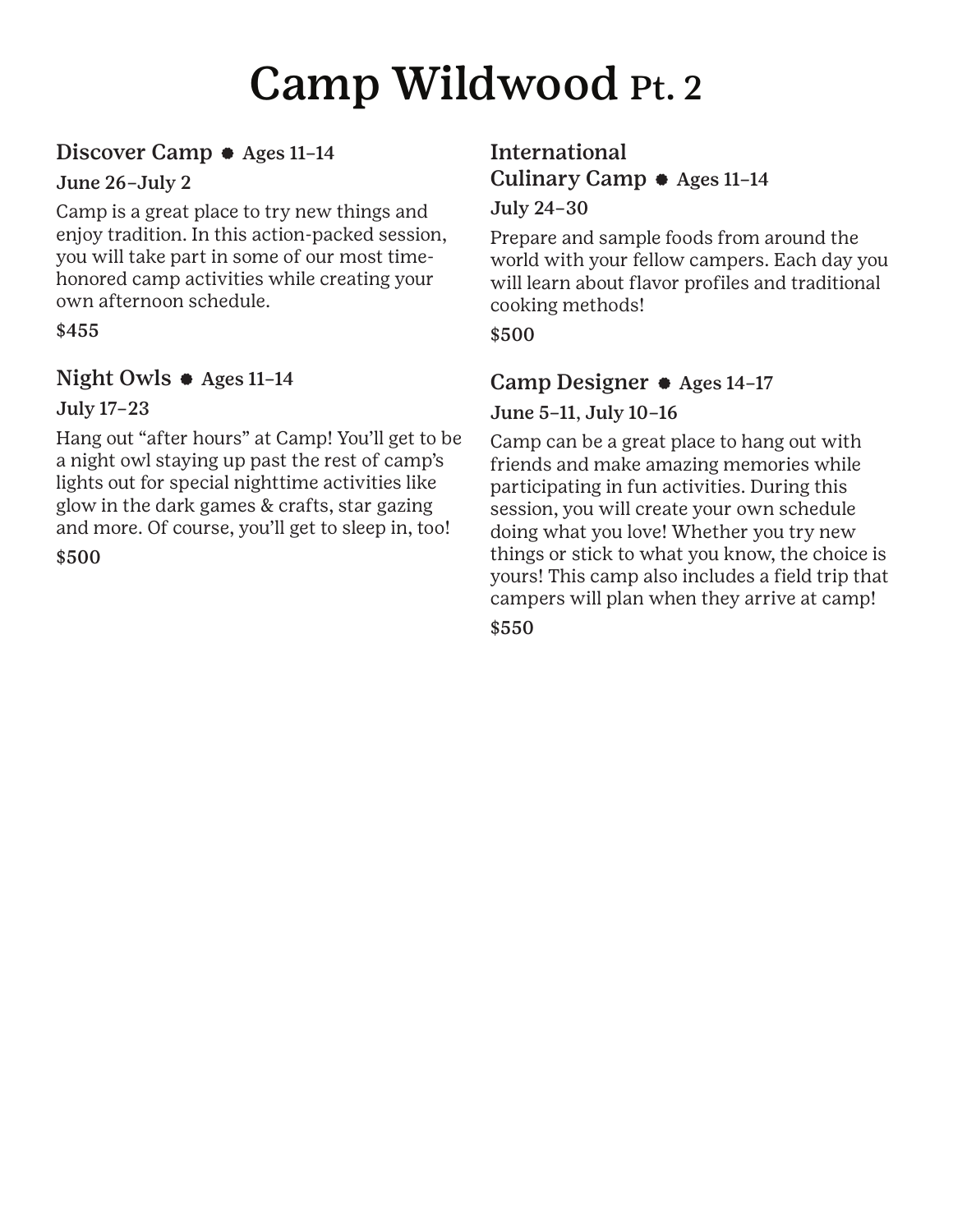# Camp Wildwood Pt. 2

## Discover Camp • Ages 11–14

**June 26–July 2**

Camp is a great place to try new things and enjoy tradition. In this action-packed session, you will take part in some of our most time-honored camp activities while creating your own afternoon schedule.

**$455**

## Night Owls • Ages 11–14

**July 17–23**

Hang out "after hours" at Camp! You'll get to be a night owl staying up past the rest of camp's lights out for special nighttime activities like glow in the dark games & crafts, star gazing and more. Of course, you'll get to sleep in, too!

**$500**

## International Culinary Camp • Ages 11–14

**July 24–30**

Prepare and sample foods from around the world with your fellow campers. Each day you will learn about flavor profiles and traditional cooking methods!

**$500**

## Camp Designer • Ages 14–17

**June 5–11, July 10–16**

Camp can be a great place to hang out with friends and make amazing memories while participating in fun activities. During this session, you will create your own schedule doing what you love! Whether you try new things or stick to what you know, the choice is yours! This camp also includes a field trip that campers will plan when they arrive at camp!

**$550**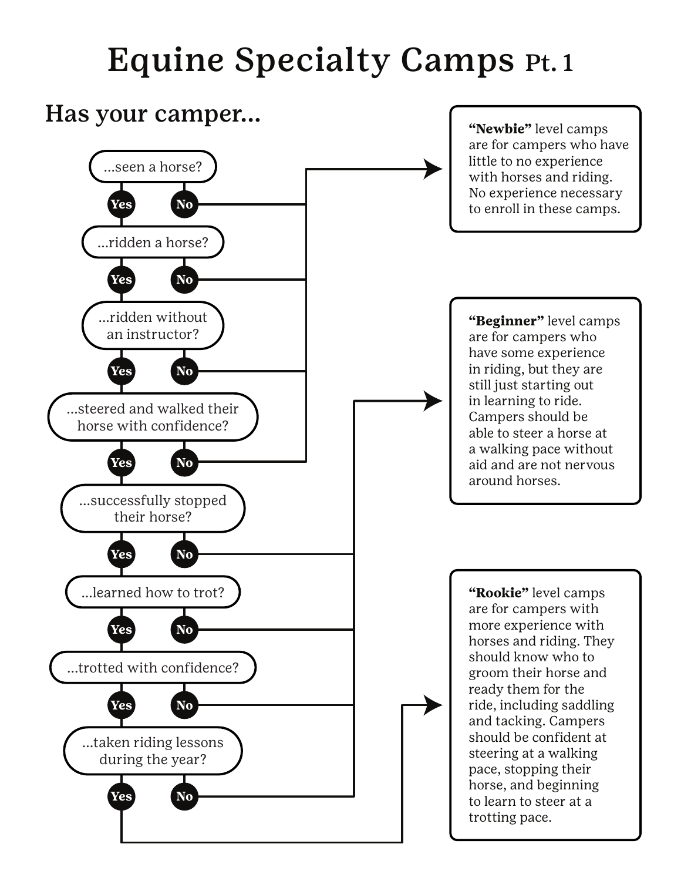# Equine Specialty Camps Pt. 1

## Has your camper...

- ...seen a horse? **Yes** / **No**
- ...ridden a horse? **Yes** / **No**
- ...ridden without an instructor? **Yes** / **No**
- ...steered and walked their horse with confidence? **Yes** / **No**
- ...successfully stopped their horse? **Yes** / **No**
- ...learned how to trot? **Yes** / **No**
- ...trotted with confidence? **Yes** / **No**
- ...taken riding lessons during the year? **Yes** / **No**

**"Newbie"** level camps are for campers who have little to no experience with horses and riding. No experience necessary to enroll in these camps.

**"Beginner"** level camps are for campers who have some experience in riding, but they are still just starting out in learning to ride. Campers should be able to steer a horse at a walking pace without aid and are not nervous around horses.

**"Rookie"** level camps are for campers with more experience with horses and riding. They should know who to groom their horse and ready them for the ride, including saddling and tacking. Campers should be confident at steering at a walking pace, stopping their horse, and beginning to learn to steer at a trotting pace.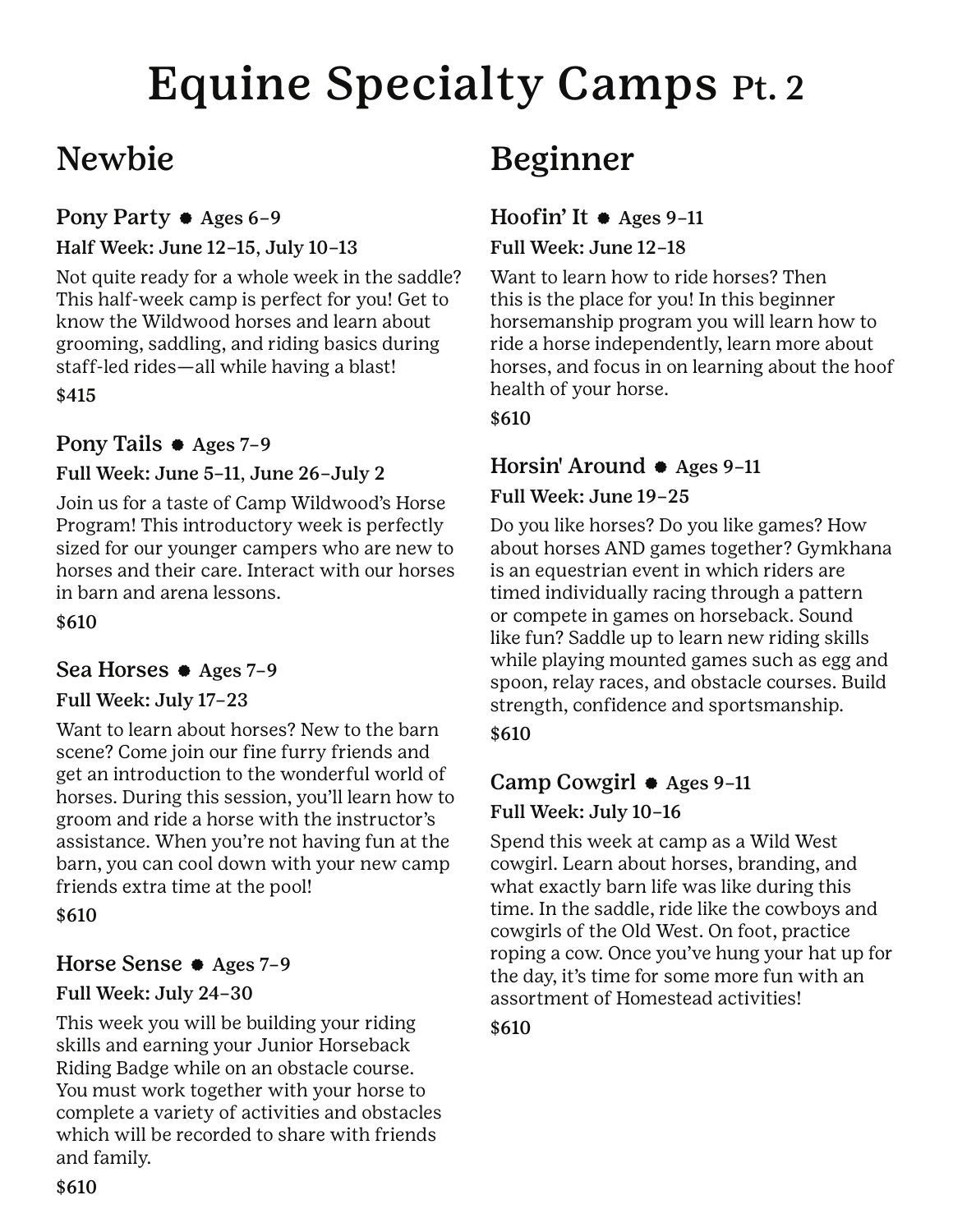# Equine Specialty Camps Pt. 2

## Newbie

### Pony Party ● Ages 6–9

**Half Week: June 12–15, July 10–13**

Not quite ready for a whole week in the saddle? This half-week camp is perfect for you! Get to know the Wildwood horses and learn about grooming, saddling, and riding basics during staff-led rides—all while having a blast!

**$415**

### Pony Tails ● Ages 7–9

**Full Week: June 5–11, June 26–July 2**

Join us for a taste of Camp Wildwood's Horse Program! This introductory week is perfectly sized for our younger campers who are new to horses and their care. Interact with our horses in barn and arena lessons.

**$610**

### Sea Horses ● Ages 7–9

**Full Week: July 17–23**

Want to learn about horses? New to the barn scene? Come join our fine furry friends and get an introduction to the wonderful world of horses. During this session, you'll learn how to groom and ride a horse with the instructor's assistance. When you're not having fun at the barn, you can cool down with your new camp friends extra time at the pool!

**$610**

### Horse Sense ● Ages 7–9

**Full Week: July 24–30**

This week you will be building your riding skills and earning your Junior Horseback Riding Badge while on an obstacle course. You must work together with your horse to complete a variety of activities and obstacles which will be recorded to share with friends and family.

**$610**

## Beginner

### Hoofin' It ● Ages 9–11

**Full Week: June 12–18**

Want to learn how to ride horses? Then this is the place for you! In this beginner horsemanship program you will learn how to ride a horse independently, learn more about horses, and focus in on learning about the hoof health of your horse.

**$610**

### Horsin' Around ● Ages 9–11

**Full Week: June 19–25**

Do you like horses? Do you like games? How about horses AND games together? Gymkhana is an equestrian event in which riders are timed individually racing through a pattern or compete in games on horseback. Sound like fun? Saddle up to learn new riding skills while playing mounted games such as egg and spoon, relay races, and obstacle courses. Build strength, confidence and sportsmanship.

**$610**

### Camp Cowgirl ● Ages 9–11

**Full Week: July 10–16**

Spend this week at camp as a Wild West cowgirl. Learn about horses, branding, and what exactly barn life was like during this time. In the saddle, ride like the cowboys and cowgirls of the Old West. On foot, practice roping a cow. Once you've hung your hat up for the day, it's time for some more fun with an assortment of Homestead activities!

**$610**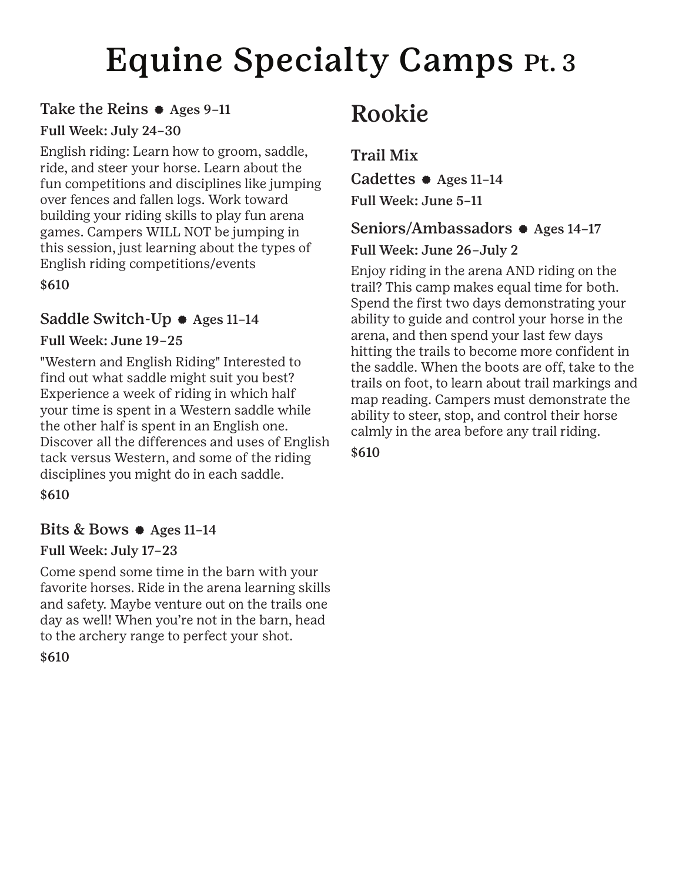# Equine Specialty Camps Pt. 3

### Take the Reins • Ages 9–11

**Full Week: July 24–30**

English riding: Learn how to groom, saddle, ride, and steer your horse. Learn about the fun competitions and disciplines like jumping over fences and fallen logs. Work toward building your riding skills to play fun arena games. Campers WILL NOT be jumping in this session, just learning about the types of English riding competitions/events

**$610**

### Saddle Switch-Up • Ages 11–14

**Full Week: June 19–25**

"Western and English Riding" Interested to find out what saddle might suit you best? Experience a week of riding in which half your time is spent in a Western saddle while the other half is spent in an English one. Discover all the differences and uses of English tack versus Western, and some of the riding disciplines you might do in each saddle.

**$610**

### Bits & Bows • Ages 11–14

**Full Week: July 17–23**

Come spend some time in the barn with your favorite horses. Ride in the arena learning skills and safety. Maybe venture out on the trails one day as well! When you're not in the barn, head to the archery range to perfect your shot.

**$610**

## Rookie

### Trail Mix

### Cadettes • Ages 11–14

**Full Week: June 5–11**

### Seniors/Ambassadors • Ages 14–17

**Full Week: June 26–July 2**

Enjoy riding in the arena AND riding on the trail? This camp makes equal time for both. Spend the first two days demonstrating your ability to guide and control your horse in the arena, and then spend your last few days hitting the trails to become more confident in the saddle. When the boots are off, take to the trails on foot, to learn about trail markings and map reading. Campers must demonstrate the ability to steer, stop, and control their horse calmly in the area before any trail riding.

**$610**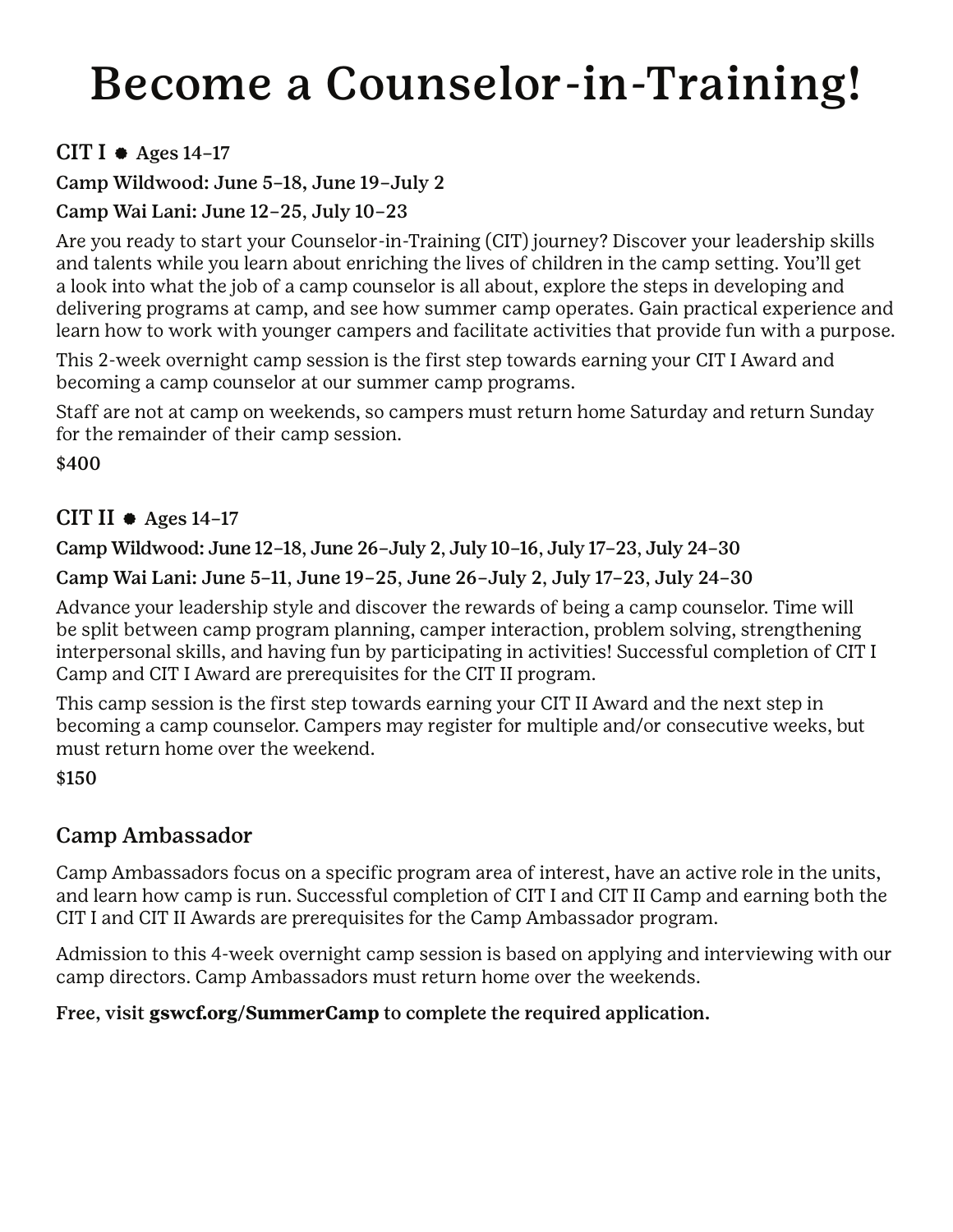# Become a Counselor-in-Training!

## CIT I • Ages 14–17

**Camp Wildwood: June 5–18, June 19–July 2**

**Camp Wai Lani: June 12–25, July 10–23**

Are you ready to start your Counselor-in-Training (CIT) journey? Discover your leadership skills and talents while you learn about enriching the lives of children in the camp setting. You'll get a look into what the job of a camp counselor is all about, explore the steps in developing and delivering programs at camp, and see how summer camp operates. Gain practical experience and learn how to work with younger campers and facilitate activities that provide fun with a purpose.

This 2-week overnight camp session is the first step towards earning your CIT I Award and becoming a camp counselor at our summer camp programs.

Staff are not at camp on weekends, so campers must return home Saturday and return Sunday for the remainder of their camp session.

**$400**

## CIT II • Ages 14–17

**Camp Wildwood: June 12–18, June 26–July 2, July 10–16, July 17–23, July 24–30**

**Camp Wai Lani: June 5–11, June 19–25, June 26–July 2, July 17–23, July 24–30**

Advance your leadership style and discover the rewards of being a camp counselor. Time will be split between camp program planning, camper interaction, problem solving, strengthening interpersonal skills, and having fun by participating in activities! Successful completion of CIT I Camp and CIT I Award are prerequisites for the CIT II program.

This camp session is the first step towards earning your CIT II Award and the next step in becoming a camp counselor. Campers may register for multiple and/or consecutive weeks, but must return home over the weekend.

**$150**

## Camp Ambassador

Camp Ambassadors focus on a specific program area of interest, have an active role in the units, and learn how camp is run. Successful completion of CIT I and CIT II Camp and earning both the CIT I and CIT II Awards are prerequisites for the Camp Ambassador program.

Admission to this 4-week overnight camp session is based on applying and interviewing with our camp directors. Camp Ambassadors must return home over the weekends.

**Free, visit gswcf.org/SummerCamp to complete the required application.**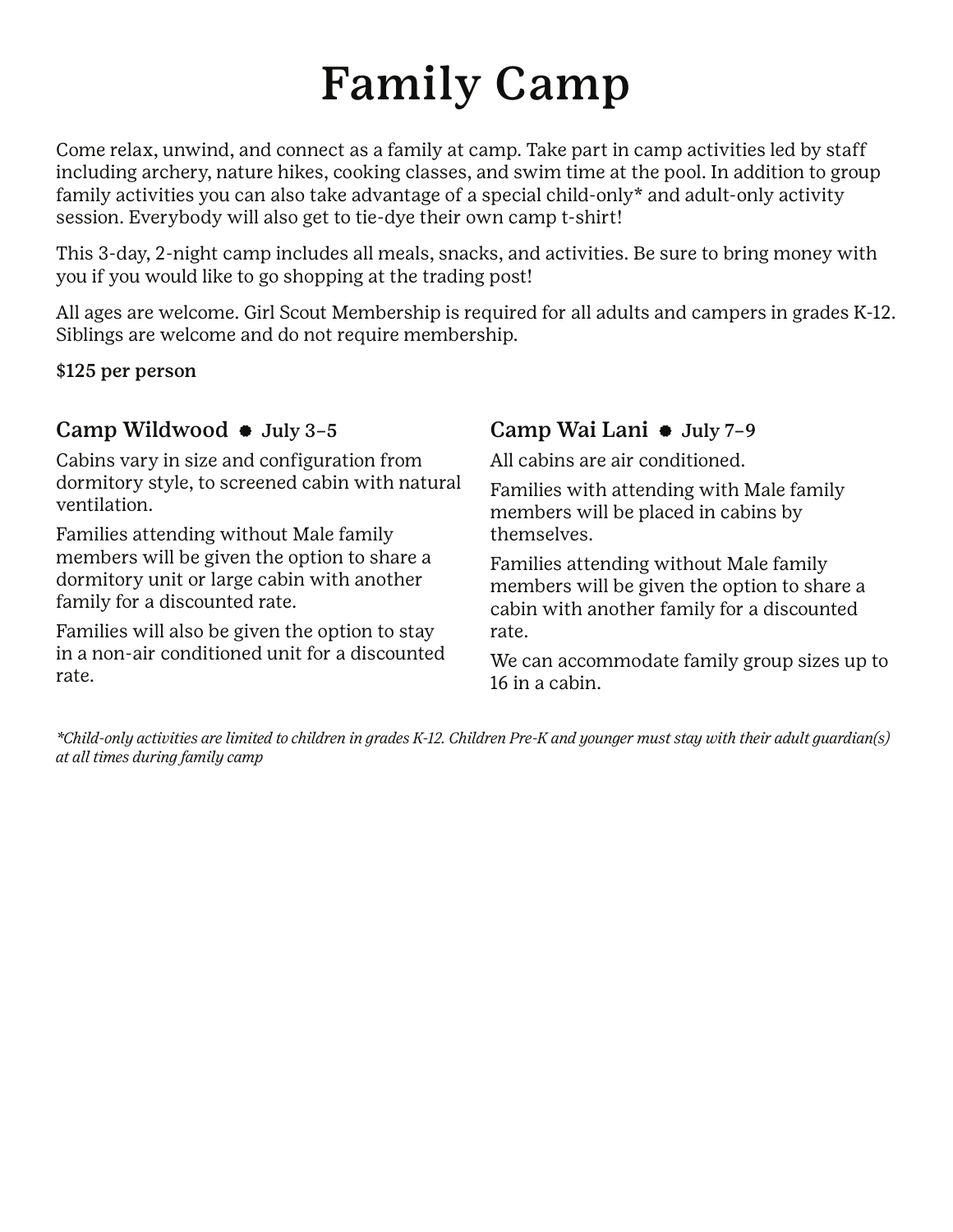# Family Camp

Come relax, unwind, and connect as a family at camp. Take part in camp activities led by staff including archery, nature hikes, cooking classes, and swim time at the pool. In addition to group family activities you can also take advantage of a special child-only* and adult-only activity session. Everybody will also get to tie-dye their own camp t-shirt!

This 3-day, 2-night camp includes all meals, snacks, and activities. Be sure to bring money with you if you would like to go shopping at the trading post!

All ages are welcome. Girl Scout Membership is required for all adults and campers in grades K-12. Siblings are welcome and do not require membership.

**$125 per person**

## Camp Wildwood • July 3–5

Cabins vary in size and configuration from dormitory style, to screened cabin with natural ventilation.

Families attending without Male family members will be given the option to share a dormitory unit or large cabin with another family for a discounted rate.

Families will also be given the option to stay in a non-air conditioned unit for a discounted rate.

## Camp Wai Lani • July 7–9

All cabins are air conditioned.

Families with attending with Male family members will be placed in cabins by themselves.

Families attending without Male family members will be given the option to share a cabin with another family for a discounted rate.

We can accommodate family group sizes up to 16 in a cabin.

*\*Child-only activities are limited to children in grades K-12. Children Pre-K and younger must stay with their adult guardian(s) at all times during family camp*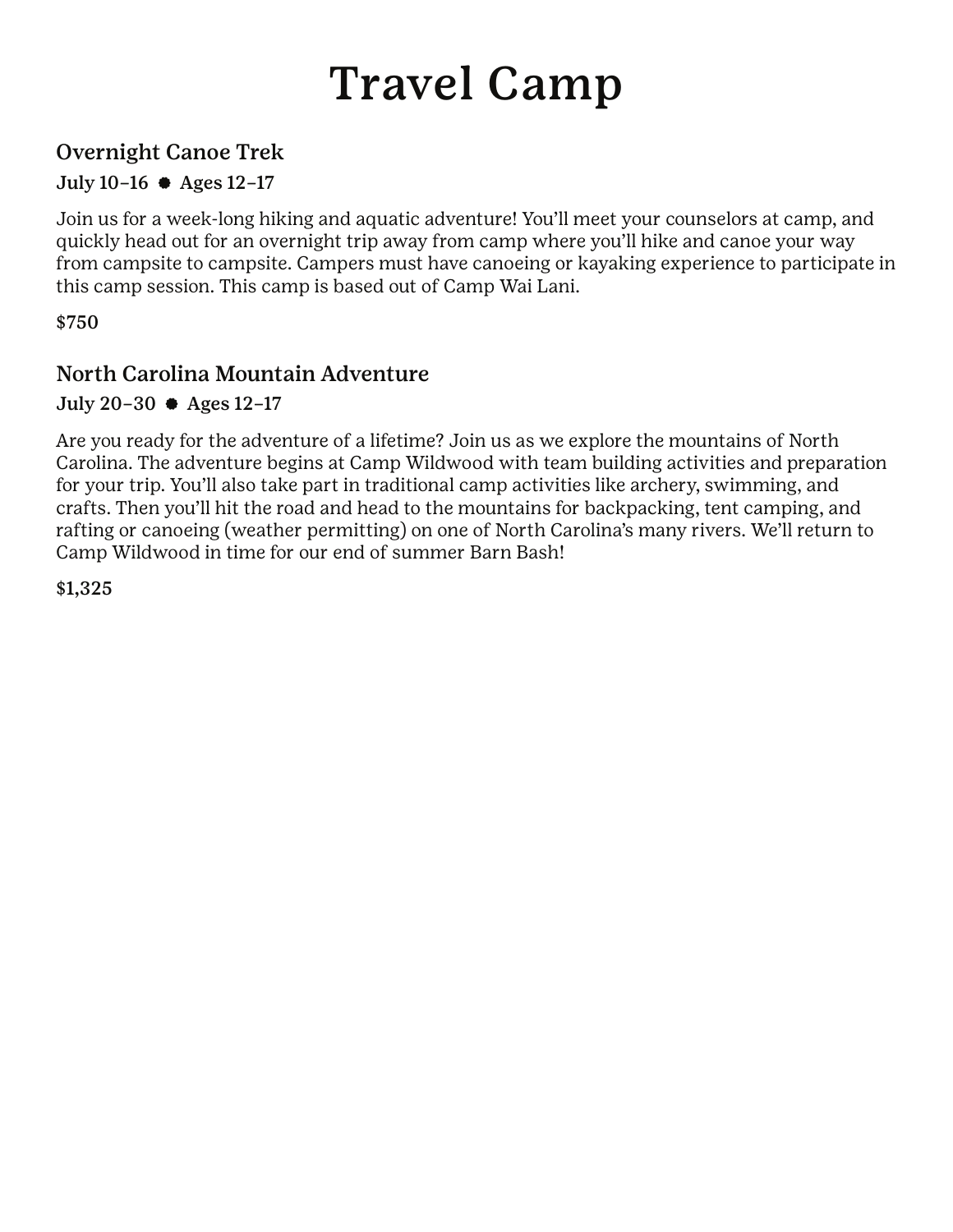# Travel Camp

## Overnight Canoe Trek

**July 10–16 ● Ages 12–17**

Join us for a week-long hiking and aquatic adventure! You'll meet your counselors at camp, and quickly head out for an overnight trip away from camp where you'll hike and canoe your way from campsite to campsite. Campers must have canoeing or kayaking experience to participate in this camp session. This camp is based out of Camp Wai Lani.

**$750**

## North Carolina Mountain Adventure

**July 20–30 ● Ages 12–17**

Are you ready for the adventure of a lifetime? Join us as we explore the mountains of North Carolina. The adventure begins at Camp Wildwood with team building activities and preparation for your trip. You'll also take part in traditional camp activities like archery, swimming, and crafts. Then you'll hit the road and head to the mountains for backpacking, tent camping, and rafting or canoeing (weather permitting) on one of North Carolina's many rivers. We'll return to Camp Wildwood in time for our end of summer Barn Bash!

**$1,325**